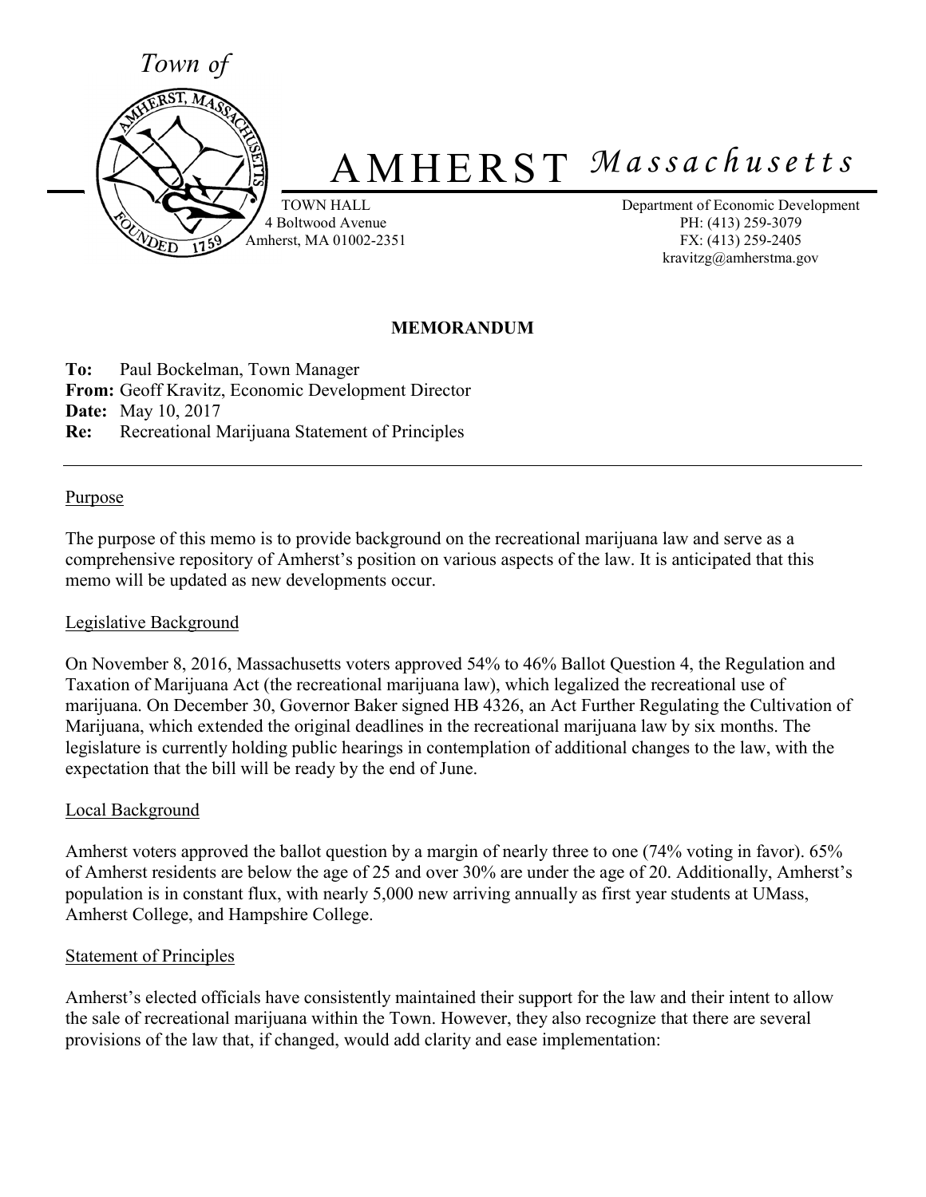*Town of*

# AMHERST *Massachusetts*

TOWN HALL
4 Boltwood Avenue
Amherst, MA 01002-2351

Department of Economic Development
PH: (413) 259-3079
FX: (413) 259-2405
kravitzg@amherstma.gov

**MEMORANDUM**

**To:** Paul Bockelman, Town Manager
**From:** Geoff Kravitz, Economic Development Director
**Date:** May 10, 2017
**Re:** Recreational Marijuana Statement of Principles

---

## Purpose

The purpose of this memo is to provide background on the recreational marijuana law and serve as a comprehensive repository of Amherst's position on various aspects of the law. It is anticipated that this memo will be updated as new developments occur.

## Legislative Background

On November 8, 2016, Massachusetts voters approved 54% to 46% Ballot Question 4, the Regulation and Taxation of Marijuana Act (the recreational marijuana law), which legalized the recreational use of marijuana. On December 30, Governor Baker signed HB 4326, an Act Further Regulating the Cultivation of Marijuana, which extended the original deadlines in the recreational marijuana law by six months. The legislature is currently holding public hearings in contemplation of additional changes to the law, with the expectation that the bill will be ready by the end of June.

## Local Background

Amherst voters approved the ballot question by a margin of nearly three to one (74% voting in favor). 65% of Amherst residents are below the age of 25 and over 30% are under the age of 20. Additionally, Amherst's population is in constant flux, with nearly 5,000 new arriving annually as first year students at UMass, Amherst College, and Hampshire College.

## Statement of Principles

Amherst's elected officials have consistently maintained their support for the law and their intent to allow the sale of recreational marijuana within the Town. However, they also recognize that there are several provisions of the law that, if changed, would add clarity and ease implementation: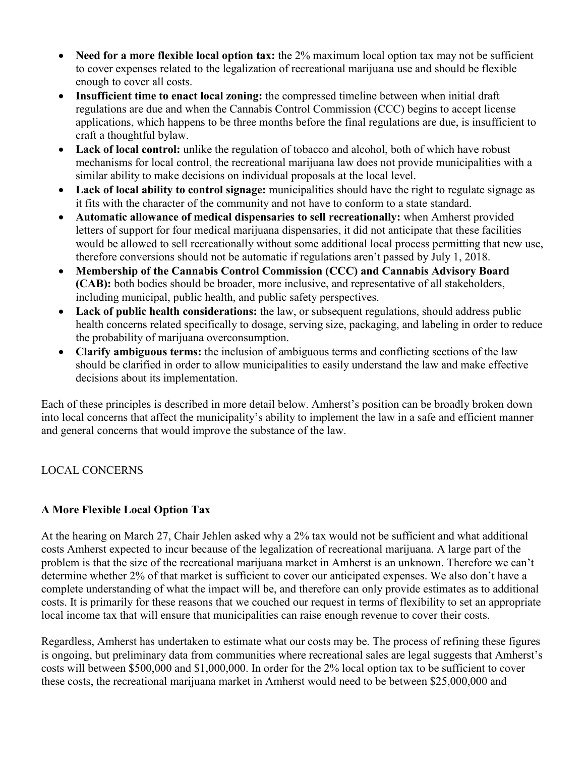- **Need for a more flexible local option tax:** the 2% maximum local option tax may not be sufficient to cover expenses related to the legalization of recreational marijuana use and should be flexible enough to cover all costs.
- **Insufficient time to enact local zoning:** the compressed timeline between when initial draft regulations are due and when the Cannabis Control Commission (CCC) begins to accept license applications, which happens to be three months before the final regulations are due, is insufficient to craft a thoughtful bylaw.
- **Lack of local control:** unlike the regulation of tobacco and alcohol, both of which have robust mechanisms for local control, the recreational marijuana law does not provide municipalities with a similar ability to make decisions on individual proposals at the local level.
- **Lack of local ability to control signage:** municipalities should have the right to regulate signage as it fits with the character of the community and not have to conform to a state standard.
- **Automatic allowance of medical dispensaries to sell recreationally:** when Amherst provided letters of support for four medical marijuana dispensaries, it did not anticipate that these facilities would be allowed to sell recreationally without some additional local process permitting that new use, therefore conversions should not be automatic if regulations aren't passed by July 1, 2018.
- **Membership of the Cannabis Control Commission (CCC) and Cannabis Advisory Board (CAB):** both bodies should be broader, more inclusive, and representative of all stakeholders, including municipal, public health, and public safety perspectives.
- **Lack of public health considerations:** the law, or subsequent regulations, should address public health concerns related specifically to dosage, serving size, packaging, and labeling in order to reduce the probability of marijuana overconsumption.
- **Clarify ambiguous terms:** the inclusion of ambiguous terms and conflicting sections of the law should be clarified in order to allow municipalities to easily understand the law and make effective decisions about its implementation.

Each of these principles is described in more detail below. Amherst's position can be broadly broken down into local concerns that affect the municipality's ability to implement the law in a safe and efficient manner and general concerns that would improve the substance of the law.

## LOCAL CONCERNS

### A More Flexible Local Option Tax

At the hearing on March 27, Chair Jehlen asked why a 2% tax would not be sufficient and what additional costs Amherst expected to incur because of the legalization of recreational marijuana. A large part of the problem is that the size of the recreational marijuana market in Amherst is an unknown. Therefore we can't determine whether 2% of that market is sufficient to cover our anticipated expenses. We also don't have a complete understanding of what the impact will be, and therefore can only provide estimates as to additional costs. It is primarily for these reasons that we couched our request in terms of flexibility to set an appropriate local income tax that will ensure that municipalities can raise enough revenue to cover their costs.

Regardless, Amherst has undertaken to estimate what our costs may be. The process of refining these figures is ongoing, but preliminary data from communities where recreational sales are legal suggests that Amherst's costs will between $500,000 and $1,000,000. In order for the 2% local option tax to be sufficient to cover these costs, the recreational marijuana market in Amherst would need to be between $25,000,000 and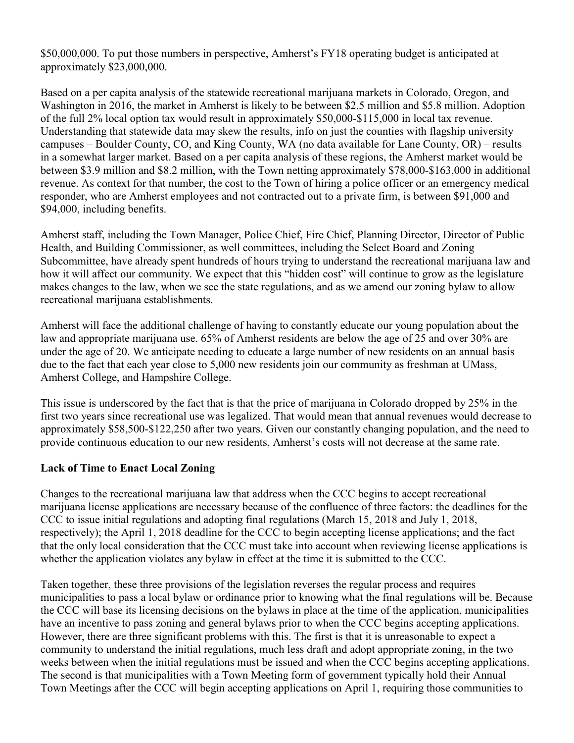$50,000,000. To put those numbers in perspective, Amherst's FY18 operating budget is anticipated at approximately $23,000,000.

Based on a per capita analysis of the statewide recreational marijuana markets in Colorado, Oregon, and Washington in 2016, the market in Amherst is likely to be between $2.5 million and $5.8 million. Adoption of the full 2% local option tax would result in approximately $50,000-$115,000 in local tax revenue. Understanding that statewide data may skew the results, info on just the counties with flagship university campuses – Boulder County, CO, and King County, WA (no data available for Lane County, OR) – results in a somewhat larger market. Based on a per capita analysis of these regions, the Amherst market would be between $3.9 million and $8.2 million, with the Town netting approximately $78,000-$163,000 in additional revenue. As context for that number, the cost to the Town of hiring a police officer or an emergency medical responder, who are Amherst employees and not contracted out to a private firm, is between $91,000 and $94,000, including benefits.

Amherst staff, including the Town Manager, Police Chief, Fire Chief, Planning Director, Director of Public Health, and Building Commissioner, as well committees, including the Select Board and Zoning Subcommittee, have already spent hundreds of hours trying to understand the recreational marijuana law and how it will affect our community. We expect that this "hidden cost" will continue to grow as the legislature makes changes to the law, when we see the state regulations, and as we amend our zoning bylaw to allow recreational marijuana establishments.

Amherst will face the additional challenge of having to constantly educate our young population about the law and appropriate marijuana use. 65% of Amherst residents are below the age of 25 and over 30% are under the age of 20. We anticipate needing to educate a large number of new residents on an annual basis due to the fact that each year close to 5,000 new residents join our community as freshman at UMass, Amherst College, and Hampshire College.

This issue is underscored by the fact that is that the price of marijuana in Colorado dropped by 25% in the first two years since recreational use was legalized. That would mean that annual revenues would decrease to approximately $58,500-$122,250 after two years. Given our constantly changing population, and the need to provide continuous education to our new residents, Amherst's costs will not decrease at the same rate.

**Lack of Time to Enact Local Zoning**

Changes to the recreational marijuana law that address when the CCC begins to accept recreational marijuana license applications are necessary because of the confluence of three factors: the deadlines for the CCC to issue initial regulations and adopting final regulations (March 15, 2018 and July 1, 2018, respectively); the April 1, 2018 deadline for the CCC to begin accepting license applications; and the fact that the only local consideration that the CCC must take into account when reviewing license applications is whether the application violates any bylaw in effect at the time it is submitted to the CCC.

Taken together, these three provisions of the legislation reverses the regular process and requires municipalities to pass a local bylaw or ordinance prior to knowing what the final regulations will be. Because the CCC will base its licensing decisions on the bylaws in place at the time of the application, municipalities have an incentive to pass zoning and general bylaws prior to when the CCC begins accepting applications. However, there are three significant problems with this. The first is that it is unreasonable to expect a community to understand the initial regulations, much less draft and adopt appropriate zoning, in the two weeks between when the initial regulations must be issued and when the CCC begins accepting applications. The second is that municipalities with a Town Meeting form of government typically hold their Annual Town Meetings after the CCC will begin accepting applications on April 1, requiring those communities to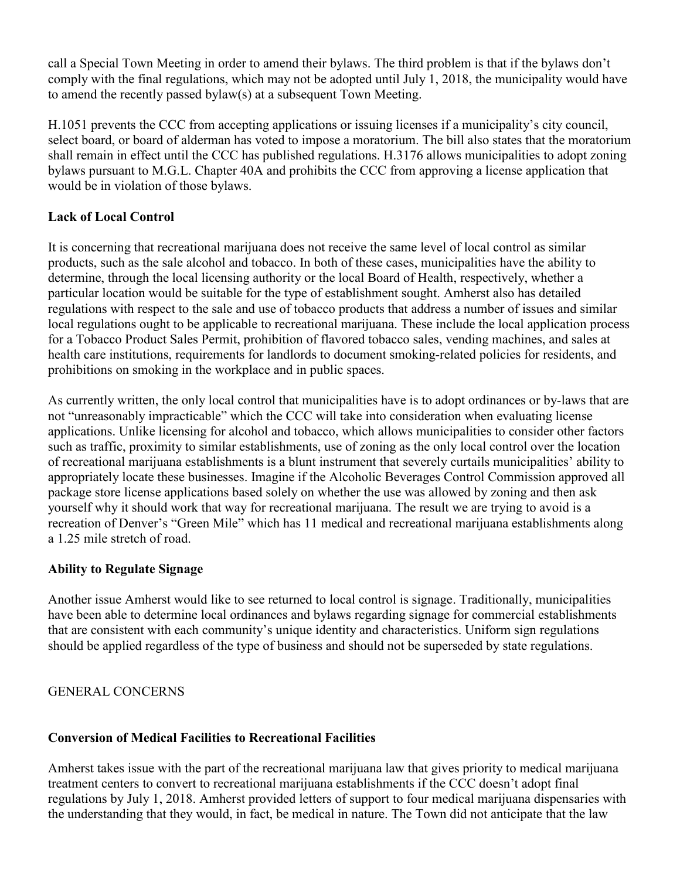call a Special Town Meeting in order to amend their bylaws. The third problem is that if the bylaws don't comply with the final regulations, which may not be adopted until July 1, 2018, the municipality would have to amend the recently passed bylaw(s) at a subsequent Town Meeting.

H.1051 prevents the CCC from accepting applications or issuing licenses if a municipality's city council, select board, or board of alderman has voted to impose a moratorium. The bill also states that the moratorium shall remain in effect until the CCC has published regulations. H.3176 allows municipalities to adopt zoning bylaws pursuant to M.G.L. Chapter 40A and prohibits the CCC from approving a license application that would be in violation of those bylaws.

**Lack of Local Control**

It is concerning that recreational marijuana does not receive the same level of local control as similar products, such as the sale alcohol and tobacco. In both of these cases, municipalities have the ability to determine, through the local licensing authority or the local Board of Health, respectively, whether a particular location would be suitable for the type of establishment sought. Amherst also has detailed regulations with respect to the sale and use of tobacco products that address a number of issues and similar local regulations ought to be applicable to recreational marijuana. These include the local application process for a Tobacco Product Sales Permit, prohibition of flavored tobacco sales, vending machines, and sales at health care institutions, requirements for landlords to document smoking-related policies for residents, and prohibitions on smoking in the workplace and in public spaces.

As currently written, the only local control that municipalities have is to adopt ordinances or by-laws that are not "unreasonably impracticable" which the CCC will take into consideration when evaluating license applications. Unlike licensing for alcohol and tobacco, which allows municipalities to consider other factors such as traffic, proximity to similar establishments, use of zoning as the only local control over the location of recreational marijuana establishments is a blunt instrument that severely curtails municipalities' ability to appropriately locate these businesses. Imagine if the Alcoholic Beverages Control Commission approved all package store license applications based solely on whether the use was allowed by zoning and then ask yourself why it should work that way for recreational marijuana. The result we are trying to avoid is a recreation of Denver's "Green Mile" which has 11 medical and recreational marijuana establishments along a 1.25 mile stretch of road.

**Ability to Regulate Signage**

Another issue Amherst would like to see returned to local control is signage. Traditionally, municipalities have been able to determine local ordinances and bylaws regarding signage for commercial establishments that are consistent with each community's unique identity and characteristics. Uniform sign regulations should be applied regardless of the type of business and should not be superseded by state regulations.

GENERAL CONCERNS

**Conversion of Medical Facilities to Recreational Facilities**

Amherst takes issue with the part of the recreational marijuana law that gives priority to medical marijuana treatment centers to convert to recreational marijuana establishments if the CCC doesn't adopt final regulations by July 1, 2018. Amherst provided letters of support to four medical marijuana dispensaries with the understanding that they would, in fact, be medical in nature. The Town did not anticipate that the law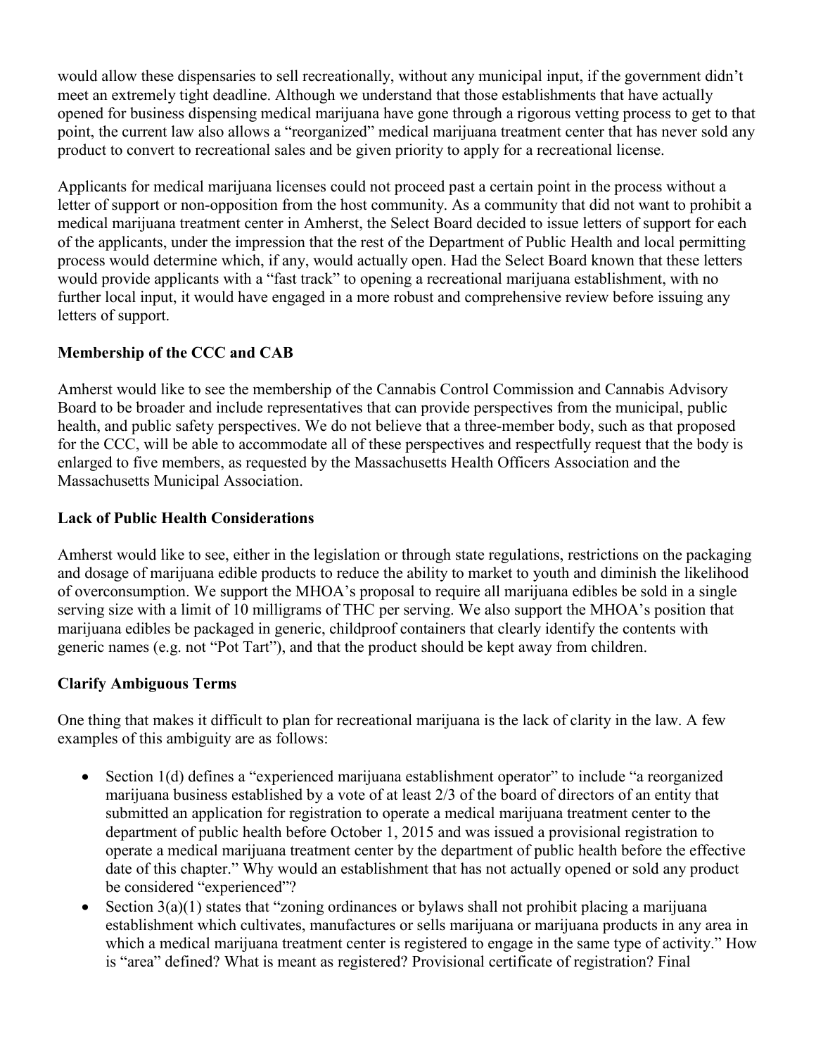would allow these dispensaries to sell recreationally, without any municipal input, if the government didn't meet an extremely tight deadline. Although we understand that those establishments that have actually opened for business dispensing medical marijuana have gone through a rigorous vetting process to get to that point, the current law also allows a "reorganized" medical marijuana treatment center that has never sold any product to convert to recreational sales and be given priority to apply for a recreational license.

Applicants for medical marijuana licenses could not proceed past a certain point in the process without a letter of support or non-opposition from the host community. As a community that did not want to prohibit a medical marijuana treatment center in Amherst, the Select Board decided to issue letters of support for each of the applicants, under the impression that the rest of the Department of Public Health and local permitting process would determine which, if any, would actually open. Had the Select Board known that these letters would provide applicants with a "fast track" to opening a recreational marijuana establishment, with no further local input, it would have engaged in a more robust and comprehensive review before issuing any letters of support.

**Membership of the CCC and CAB**

Amherst would like to see the membership of the Cannabis Control Commission and Cannabis Advisory Board to be broader and include representatives that can provide perspectives from the municipal, public health, and public safety perspectives. We do not believe that a three-member body, such as that proposed for the CCC, will be able to accommodate all of these perspectives and respectfully request that the body is enlarged to five members, as requested by the Massachusetts Health Officers Association and the Massachusetts Municipal Association.

**Lack of Public Health Considerations**

Amherst would like to see, either in the legislation or through state regulations, restrictions on the packaging and dosage of marijuana edible products to reduce the ability to market to youth and diminish the likelihood of overconsumption. We support the MHOA's proposal to require all marijuana edibles be sold in a single serving size with a limit of 10 milligrams of THC per serving. We also support the MHOA's position that marijuana edibles be packaged in generic, childproof containers that clearly identify the contents with generic names (e.g. not "Pot Tart"), and that the product should be kept away from children.

**Clarify Ambiguous Terms**

One thing that makes it difficult to plan for recreational marijuana is the lack of clarity in the law. A few examples of this ambiguity are as follows:

- Section 1(d) defines a "experienced marijuana establishment operator" to include "a reorganized marijuana business established by a vote of at least 2/3 of the board of directors of an entity that submitted an application for registration to operate a medical marijuana treatment center to the department of public health before October 1, 2015 and was issued a provisional registration to operate a medical marijuana treatment center by the department of public health before the effective date of this chapter." Why would an establishment that has not actually opened or sold any product be considered "experienced"?
- Section 3(a)(1) states that "zoning ordinances or bylaws shall not prohibit placing a marijuana establishment which cultivates, manufactures or sells marijuana or marijuana products in any area in which a medical marijuana treatment center is registered to engage in the same type of activity." How is "area" defined? What is meant as registered? Provisional certificate of registration? Final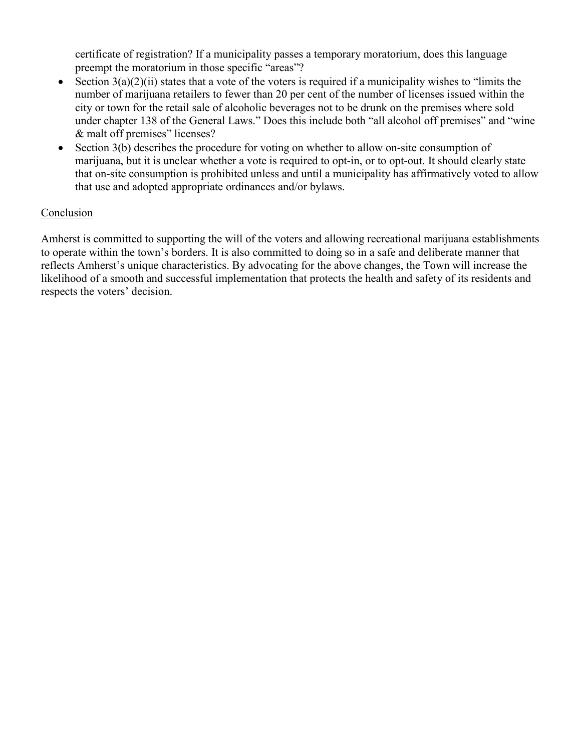certificate of registration? If a municipality passes a temporary moratorium, does this language preempt the moratorium in those specific "areas"?

- Section 3(a)(2)(ii) states that a vote of the voters is required if a municipality wishes to "limits the number of marijuana retailers to fewer than 20 per cent of the number of licenses issued within the city or town for the retail sale of alcoholic beverages not to be drunk on the premises where sold under chapter 138 of the General Laws." Does this include both "all alcohol off premises" and "wine & malt off premises" licenses?
- Section 3(b) describes the procedure for voting on whether to allow on-site consumption of marijuana, but it is unclear whether a vote is required to opt-in, or to opt-out. It should clearly state that on-site consumption is prohibited unless and until a municipality has affirmatively voted to allow that use and adopted appropriate ordinances and/or bylaws.

## Conclusion

Amherst is committed to supporting the will of the voters and allowing recreational marijuana establishments to operate within the town's borders. It is also committed to doing so in a safe and deliberate manner that reflects Amherst's unique characteristics. By advocating for the above changes, the Town will increase the likelihood of a smooth and successful implementation that protects the health and safety of its residents and respects the voters' decision.